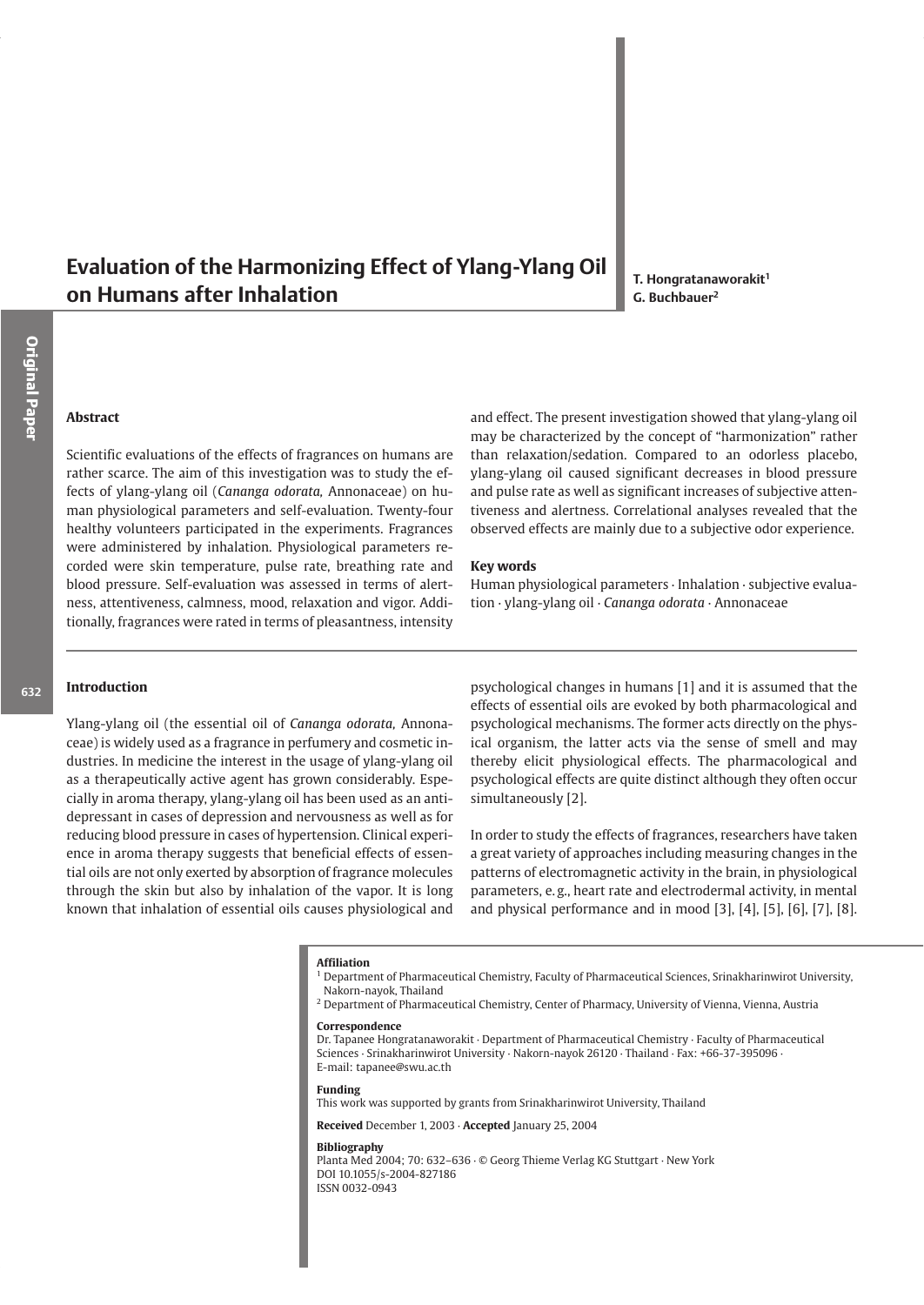# Evaluation of the Harmonizing Effect of Ylang-Ylang Oil on Humans after Inhalation

**T. Hongratanaworakit[1]**
**G. Buchbauer[2]**

## Abstract

Scientific evaluations of the effects of fragrances on humans are rather scarce. The aim of this investigation was to study the effects of ylang-ylang oil (*Cananga odorata,* Annonaceae) on human physiological parameters and self-evaluation. Twenty-four healthy volunteers participated in the experiments. Fragrances were administered by inhalation. Physiological parameters recorded were skin temperature, pulse rate, breathing rate and blood pressure. Self-evaluation was assessed in terms of alertness, attentiveness, calmness, mood, relaxation and vigor. Additionally, fragrances were rated in terms of pleasantness, intensity and effect. The present investigation showed that ylang-ylang oil may be characterized by the concept of "harmonization" rather than relaxation/sedation. Compared to an odorless placebo, ylang-ylang oil caused significant decreases in blood pressure and pulse rate as well as significant increases of subjective attentiveness and alertness. Correlational analyses revealed that the observed effects are mainly due to a subjective odor experience.

### Key words

Human physiological parameters · Inhalation · subjective evaluation · ylang-ylang oil · *Cananga odorata* · Annonaceae

## Introduction

Ylang-ylang oil (the essential oil of *Cananga odorata,* Annonaceae) is widely used as a fragrance in perfumery and cosmetic industries. In medicine the interest in the usage of ylang-ylang oil as a therapeutically active agent has grown considerably. Especially in aroma therapy, ylang-ylang oil has been used as an antidepressant in cases of depression and nervousness as well as for reducing blood pressure in cases of hypertension. Clinical experience in aroma therapy suggests that beneficial effects of essential oils are not only exerted by absorption of fragrance molecules through the skin but also by inhalation of the vapor. It is long known that inhalation of essential oils causes physiological and psychological changes in humans [1] and it is assumed that the effects of essential oils are evoked by both pharmacological and psychological mechanisms. The former acts directly on the physical organism, the latter acts via the sense of smell and may thereby elicit physiological effects. The pharmacological and psychological effects are quite distinct although they often occur simultaneously [2].

In order to study the effects of fragrances, researchers have taken a great variety of approaches including measuring changes in the patterns of electromagnetic activity in the brain, in physiological parameters, e. g., heart rate and electrodermal activity, in mental and physical performance and in mood [3], [4], [5], [6], [7], [8].

**Affiliation**
[1] Department of Pharmaceutical Chemistry, Faculty of Pharmaceutical Sciences, Srinakharinwirot University, Nakorn-nayok, Thailand
[2] Department of Pharmaceutical Chemistry, Center of Pharmacy, University of Vienna, Vienna, Austria

**Correspondence**
Dr. Tapanee Hongratanaworakit · Department of Pharmaceutical Chemistry · Faculty of Pharmaceutical Sciences · Srinakharinwirot University · Nakorn-nayok 26120 · Thailand · Fax: +66-37-395096 · E-mail: tapanee@swu.ac.th

**Funding**
This work was supported by grants from Srinakharinwirot University, Thailand

**Received** December 1, 2003 · **Accepted** January 25, 2004

**Bibliography**
Planta Med 2004; 70: 632–636 · © Georg Thieme Verlag KG Stuttgart · New York
DOI 10.1055/s-2004-827186
ISSN 0032-0943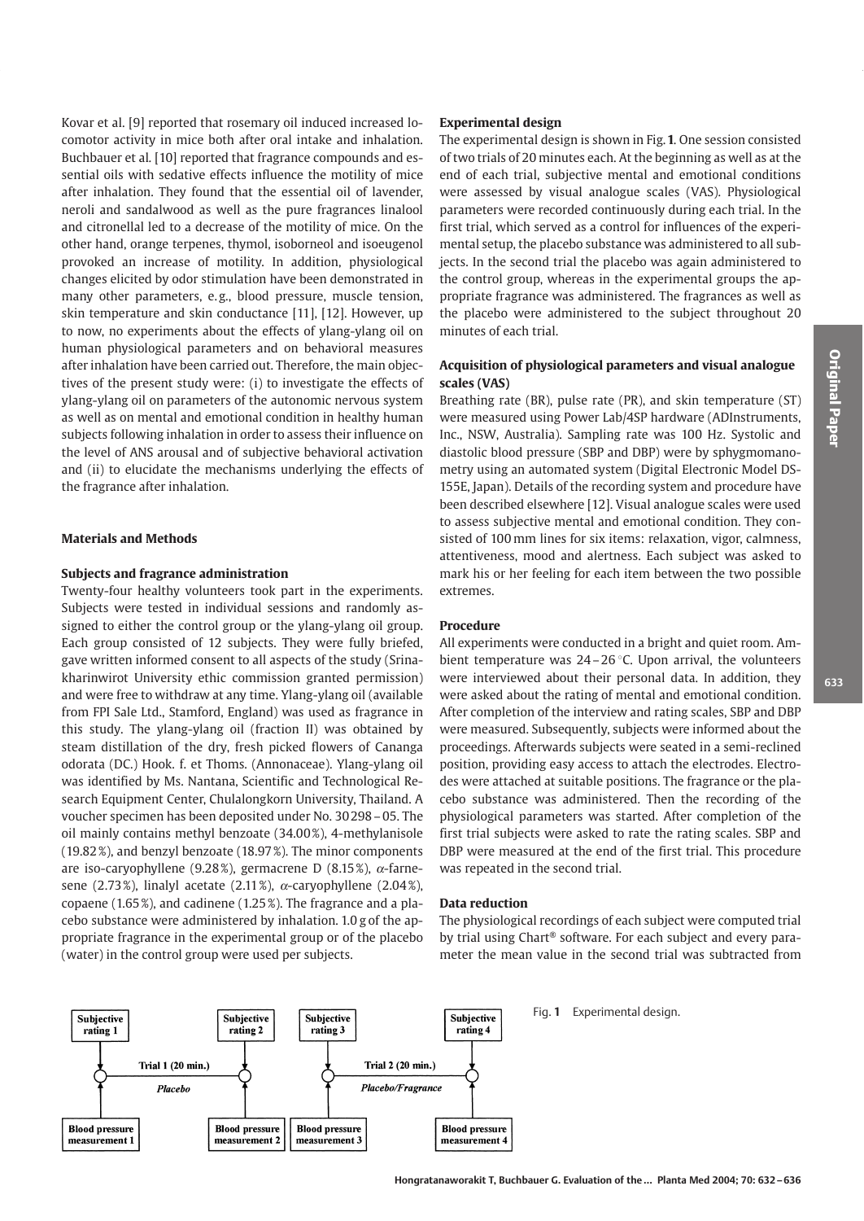Kovar et al. [9] reported that rosemary oil induced increased locomotor activity in mice both after oral intake and inhalation. Buchbauer et al. [10] reported that fragrance compounds and essential oils with sedative effects influence the motility of mice after inhalation. They found that the essential oil of lavender, neroli and sandalwood as well as the pure fragrances linalool and citronellal led to a decrease of the motility of mice. On the other hand, orange terpenes, thymol, isoborneol and isoeugenol provoked an increase of motility. In addition, physiological changes elicited by odor stimulation have been demonstrated in many other parameters, e.g., blood pressure, muscle tension, skin temperature and skin conductance [11], [12]. However, up to now, no experiments about the effects of ylang-ylang oil on human physiological parameters and on behavioral measures after inhalation have been carried out. Therefore, the main objectives of the present study were: (i) to investigate the effects of ylang-ylang oil on parameters of the autonomic nervous system as well as on mental and emotional condition in healthy human subjects following inhalation in order to assess their influence on the level of ANS arousal and of subjective behavioral activation and (ii) to elucidate the mechanisms underlying the effects of the fragrance after inhalation.

## Materials and Methods

### Subjects and fragrance administration

Twenty-four healthy volunteers took part in the experiments. Subjects were tested in individual sessions and randomly assigned to either the control group or the ylang-ylang oil group. Each group consisted of 12 subjects. They were fully briefed, gave written informed consent to all aspects of the study (Srinakharinwirot University ethic commission granted permission) and were free to withdraw at any time. Ylang-ylang oil (available from FPI Sale Ltd., Stamford, England) was used as fragrance in this study. The ylang-ylang oil (fraction II) was obtained by steam distillation of the dry, fresh picked flowers of Cananga odorata (DC.) Hook. f. et Thoms. (Annonaceae). Ylang-ylang oil was identified by Ms. Nantana, Scientific and Technological Research Equipment Center, Chulalongkorn University, Thailand. A voucher specimen has been deposited under No. 30298 – 05. The oil mainly contains methyl benzoate (34.00%), 4-methylanisole (19.82%), and benzyl benzoate (18.97%). The minor components are iso-caryophyllene (9.28%), germacrene D (8.15%), $\alpha$-farnesene (2.73%), linalyl acetate (2.11%), $\alpha$-caryophyllene (2.04%), copaene (1.65%), and cadinene (1.25%). The fragrance and a placebo substance were administered by inhalation. 1.0 g of the appropriate fragrance in the experimental group or of the placebo (water) in the control group were used per subjects.

### Experimental design

The experimental design is shown in Fig. **1**. One session consisted of two trials of 20 minutes each. At the beginning as well as at the end of each trial, subjective mental and emotional conditions were assessed by visual analogue scales (VAS). Physiological parameters were recorded continuously during each trial. In the first trial, which served as a control for influences of the experimental setup, the placebo substance was administered to all subjects. In the second trial the placebo was again administered to the control group, whereas in the experimental groups the appropriate fragrance was administered. The fragrances as well as the placebo were administered to the subject throughout 20 minutes of each trial.

### Acquisition of physiological parameters and visual analogue scales (VAS)

Breathing rate (BR), pulse rate (PR), and skin temperature (ST) were measured using Power Lab/4SP hardware (ADInstruments, Inc., NSW, Australia). Sampling rate was 100 Hz. Systolic and diastolic blood pressure (SBP and DBP) were by sphygmomanometry using an automated system (Digital Electronic Model DS-155E, Japan). Details of the recording system and procedure have been described elsewhere [12]. Visual analogue scales were used to assess subjective mental and emotional condition. They consisted of 100 mm lines for six items: relaxation, vigor, calmness, attentiveness, mood and alertness. Each subject was asked to mark his or her feeling for each item between the two possible extremes.

### Procedure

All experiments were conducted in a bright and quiet room. Ambient temperature was 24 – 26 °C. Upon arrival, the volunteers were interviewed about their personal data. In addition, they were asked about the rating of mental and emotional condition. After completion of the interview and rating scales, SBP and DBP were measured. Subsequently, subjects were informed about the proceedings. Afterwards subjects were seated in a semi-reclined position, providing easy access to attach the electrodes. Electrodes were attached at suitable positions. The fragrance or the placebo substance was administered. Then the recording of the physiological parameters was started. After completion of the first trial subjects were asked to rate the rating scales. SBP and DBP were measured at the end of the first trial. This procedure was repeated in the second trial.

### Data reduction

The physiological recordings of each subject were computed trial by trial using Chart® software. For each subject and every parameter the mean value in the second trial was subtracted from

Subjective rating 1 — Trial 1 (20 min.) Placebo — Subjective rating 2; Subjective rating 3 — Trial 2 (20 min.) Placebo/Fragrance — Subjective rating 4; Blood pressure measurement 1, 2, 3, 4

Fig. **1** Experimental design.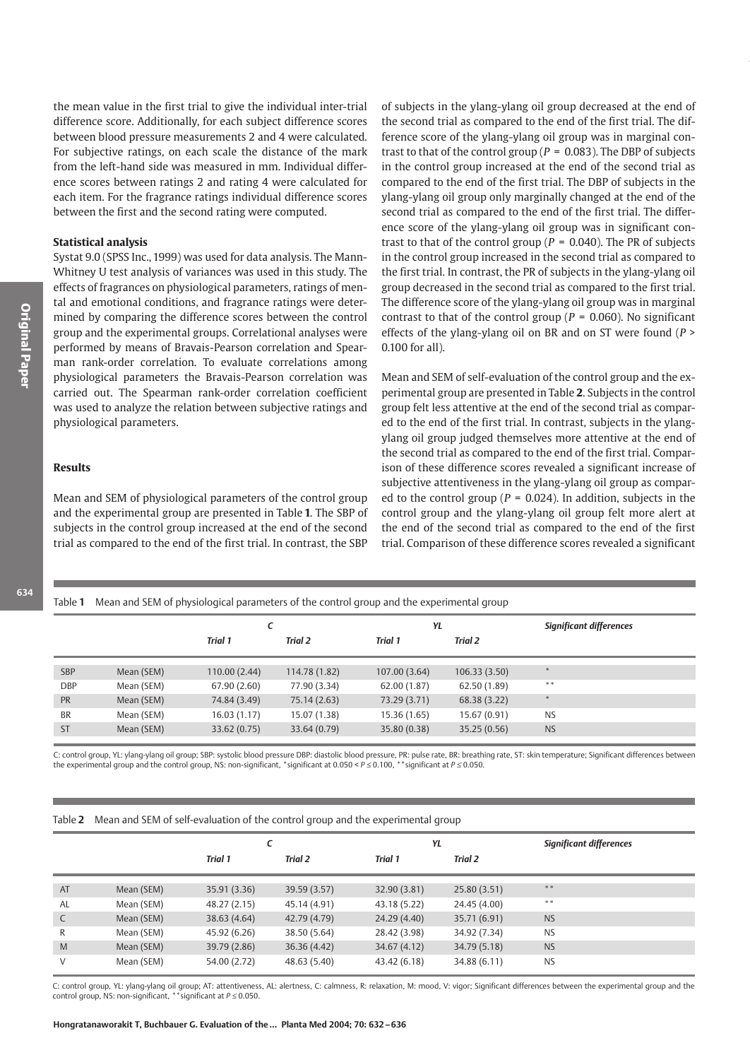the mean value in the first trial to give the individual inter-trial difference score. Additionally, for each subject difference scores between blood pressure measurements 2 and 4 were calculated. For subjective ratings, on each scale the distance of the mark from the left-hand side was measured in mm. Individual difference scores between ratings 2 and rating 4 were calculated for each item. For the fragrance ratings individual difference scores between the first and the second rating were computed.

**Statistical analysis**

Systat 9.0 (SPSS Inc., 1999) was used for data analysis. The Mann-Whitney U test analysis of variances was used in this study. The effects of fragrances on physiological parameters, ratings of mental and emotional conditions, and fragrance ratings were determined by comparing the difference scores between the control group and the experimental groups. Correlational analyses were performed by means of Bravais-Pearson correlation and Spearman rank-order correlation. To evaluate correlations among physiological parameters the Bravais-Pearson correlation was carried out. The Spearman rank-order correlation coefficient was used to analyze the relation between subjective ratings and physiological parameters.

## Results

Mean and SEM of physiological parameters of the control group and the experimental group are presented in Table **1**. The SBP of subjects in the control group increased at the end of the second trial as compared to the end of the first trial. In contrast, the SBP of subjects in the ylang-ylang oil group decreased at the end of the second trial as compared to the end of the first trial. The difference score of the ylang-ylang oil group was in marginal contrast to that of the control group ($P$ = 0.083). The DBP of subjects in the control group increased at the end of the second trial as compared to the end of the first trial. The DBP of subjects in the ylang-ylang oil group only marginally changed at the end of the second trial as compared to the end of the first trial. The difference score of the ylang-ylang oil group was in significant contrast to that of the control group ($P$ = 0.040). The PR of subjects in the control group increased in the second trial as compared to the first trial. In contrast, the PR of subjects in the ylang-ylang oil group decreased in the second trial as compared to the first trial. The difference score of the ylang-ylang oil group was in marginal contrast to that of the control group ($P$ = 0.060). No significant effects of the ylang-ylang oil on BR and on ST were found ($P$ > 0.100 for all).

Mean and SEM of self-evaluation of the control group and the experimental group are presented in Table **2**. Subjects in the control group felt less attentive at the end of the second trial as compared to the end of the first trial. In contrast, subjects in the ylang-ylang oil group judged themselves more attentive at the end of the second trial as compared to the end of the first trial. Comparison of these difference scores revealed a significant increase of subjective attentiveness in the ylang-ylang oil group as compared to the control group ($P$ = 0.024). In addition, subjects in the control group and the ylang-ylang oil group felt more alert at the end of the second trial as compared to the end of the first trial. Comparison of these difference scores revealed a significant

Table **1** Mean and SEM of physiological parameters of the control group and the experimental group

| | | *C* | | *YL* | | *Significant differences* |
|---|---|---|---|---|---|---|
| | | *Trial 1* | *Trial 2* | *Trial 1* | *Trial 2* | |
| SBP | Mean (SEM) | 110.00 (2.44) | 114.78 (1.82) | 107.00 (3.64) | 106.33 (3.50) | * |
| DBP | Mean (SEM) | 67.90 (2.60) | 77.90 (3.34) | 62.00 (1.87) | 62.50 (1.89) | ** |
| PR | Mean (SEM) | 74.84 (3.49) | 75.14 (2.63) | 73.29 (3.71) | 68.38 (3.22) | * |
| BR | Mean (SEM) | 16.03 (1.17) | 15.07 (1.38) | 15.36 (1.65) | 15.67 (0.91) | NS |
| ST | Mean (SEM) | 33.62 (0.75) | 33.64 (0.79) | 35.80 (0.38) | 35.25 (0.56) | NS |

C: control group, YL: ylang-ylang oil group; SBP: systolic blood pressure DBP: diastolic blood pressure, PR: pulse rate, BR: breathing rate, ST: skin temperature; Significant differences between the experimental group and the control group, NS: non-significant, *significant at 0.050 < $P$ ≤ 0.100, **significant at $P$ ≤ 0.050.

Table **2** Mean and SEM of self-evaluation of the control group and the experimental group

| | | *C* | | *YL* | | *Significant differences* |
|---|---|---|---|---|---|---|
| | | *Trial 1* | *Trial 2* | *Trial 1* | *Trial 2* | |
| AT | Mean (SEM) | 35.91 (3.36) | 39.59 (3.57) | 32.90 (3.81) | 25.80 (3.51) | ** |
| AL | Mean (SEM) | 48.27 (2.15) | 45.14 (4.91) | 43.18 (5.22) | 24.45 (4.00) | ** |
| C | Mean (SEM) | 38.63 (4.64) | 42.79 (4.79) | 24.29 (4.40) | 35.71 (6.91) | NS |
| R | Mean (SEM) | 45.92 (6.26) | 38.50 (5.64) | 28.42 (3.98) | 34.92 (7.34) | NS |
| M | Mean (SEM) | 39.79 (2.86) | 36.36 (4.42) | 34.67 (4.12) | 34.79 (5.18) | NS |
| V | Mean (SEM) | 54.00 (2.72) | 48.63 (5.40) | 43.42 (6.18) | 34.88 (6.11) | NS |

C: control group, YL: ylang-ylang oil group; AT: attentiveness, AL: alertness, C: calmness, R: relaxation, M: mood, V: vigor; Significant differences between the experimental group and the control group, NS: non-significant, **significant at $P$ ≤ 0.050.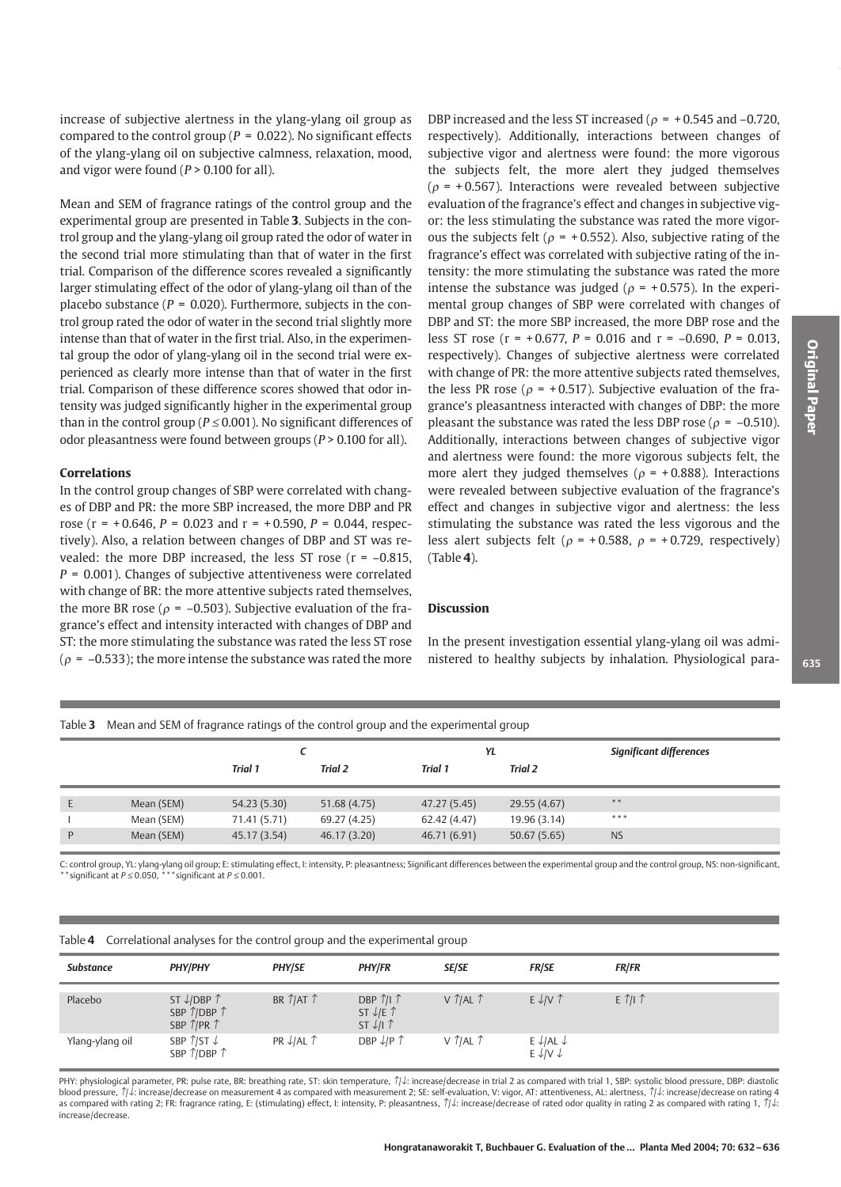increase of subjective alertness in the ylang-ylang oil group as compared to the control group ($P = 0.022$). No significant effects of the ylang-ylang oil on subjective calmness, relaxation, mood, and vigor were found ($P > 0.100$ for all).

Mean and SEM of fragrance ratings of the control group and the experimental group are presented in Table **3**. Subjects in the control group and the ylang-ylang oil group rated the odor of water in the second trial more stimulating than that of water in the first trial. Comparison of the difference scores revealed a significantly larger stimulating effect of the odor of ylang-ylang oil than of the placebo substance ($P = 0.020$). Furthermore, subjects in the control group rated the odor of water in the second trial slightly more intense than that of water in the first trial. Also, in the experimental group the odor of ylang-ylang oil in the second trial were experienced as clearly more intense than that of water in the first trial. Comparison of these difference scores showed that odor intensity was judged significantly higher in the experimental group than in the control group ($P \leq 0.001$). No significant differences of odor pleasantness were found between groups ($P > 0.100$ for all).

### Correlations

In the control group changes of SBP were correlated with changes of DBP and PR: the more SBP increased, the more DBP and PR rose ($r = +0.646$, $P = 0.023$ and $r = +0.590$, $P = 0.044$, respectively). Also, a relation between changes of DBP and ST was revealed: the more DBP increased, the less ST rose ($r = -0.815$, $P = 0.001$). Changes of subjective attentiveness were correlated with change of BR: the more attentive subjects rated themselves, the more BR rose ($\rho = -0.503$). Subjective evaluation of the fragrance's effect and intensity interacted with changes of DBP and ST: the more stimulating the substance was rated the less ST rose ($\rho = -0.533$); the more intense the substance was rated the more DBP increased and the less ST increased ($\rho = +0.545$ and $-0.720$, respectively). Additionally, interactions between changes of subjective vigor and alertness were found: the more vigorous the subjects felt, the more alert they judged themselves ($\rho = +0.567$). Interactions were revealed between subjective evaluation of the fragrance's effect and changes in subjective vigor: the less stimulating the substance was rated the more vigorous the subjects felt ($\rho = +0.552$). Also, subjective rating of the fragrance's effect was correlated with subjective rating of the intensity: the more stimulating the substance was rated the more intense the substance was judged ($\rho = +0.575$). In the experimental group changes of SBP were correlated with changes of DBP and ST: the more SBP increased, the more DBP rose and the less ST rose ($r = +0.677$, $P = 0.016$ and $r = -0.690$, $P = 0.013$, respectively). Changes of subjective alertness were correlated with change of PR: the more attentive subjects rated themselves, the less PR rose ($\rho = +0.517$). Subjective evaluation of the fragrance's pleasantness interacted with changes of DBP: the more pleasant the substance was rated the less DBP rose ($\rho = -0.510$). Additionally, interactions between changes of subjective vigor and alertness were found: the more vigorous subjects felt, the more alert they judged themselves ($\rho = +0.888$). Interactions were revealed between subjective evaluation of the fragrance's effect and changes in subjective vigor and alertness: the less stimulating the substance was rated the less vigorous and the less alert subjects felt ($\rho = +0.588$, $\rho = +0.729$, respectively) (Table **4**).

## Discussion

In the present investigation essential ylang-ylang oil was administered to healthy subjects by inhalation. Physiological para-

Table **3** Mean and SEM of fragrance ratings of the control group and the experimental group

| | | *C* | | *YL* | | *Significant differences* |
|---|---|---|---|---|---|---|
| | | *Trial 1* | *Trial 2* | *Trial 1* | *Trial 2* | |
| E | Mean (SEM) | 54.23 (5.30) | 51.68 (4.75) | 47.27 (5.45) | 29.55 (4.67) | ** |
| I | Mean (SEM) | 71.41 (5.71) | 69.27 (4.25) | 62.42 (4.47) | 19.96 (3.14) | *** |
| P | Mean (SEM) | 45.17 (3.54) | 46.17 (3.20) | 46.71 (6.91) | 50.67 (5.65) | NS |

C: control group, YL: ylang-ylang oil group; E: stimulating effect, I: intensity, P: pleasantness; Significant differences between the experimental group and the control group, NS: non-significant, **significant at $P \leq 0.050$, ***significant at $P \leq 0.001$.

Table **4** Correlational analyses for the control group and the experimental group

| *Substance* | *PHY/PHY* | *PHY/SE* | *PHY/FR* | *SE/SE* | *FR/SE* | *FR/FR* |
|---|---|---|---|---|---|---|
| Placebo | ST ↓/DBP ↑<br>SBP ↑/DBP ↑<br>SBP ↑/PR ↑ | BR ↑/AT ↑ | DBP ↑/I ↑<br>ST ↓/E ↑<br>ST ↓/I ↑ | V ↑/AL ↑ | E ↓/V ↑ | E ↑/I ↑ |
| Ylang-ylang oil | SBP ↑/ST ↓<br>SBP ↑/DBP ↑ | PR ↓/AL ↑ | DBP ↓/P ↑ | V ↑/AL ↑ | E ↓/AL ↓<br>E ↓/V ↓ | |

PHY: physiological parameter, PR: pulse rate, BR: breathing rate, ST: skin temperature, ↑/↓: increase/decrease in trial 2 as compared with trial 1, SBP: systolic blood pressure, DBP: diastolic blood pressure, ↑/↓: increase/decrease on measurement 4 as compared with measurement 2; SE: self-evaluation, V: vigor, AT: attentiveness, AL: alertness, ↑/↓: increase/decrease on rating 4 as compared with rating 2; FR: fragrance rating, E: (stimulating) effect, I: intensity, P: pleasantness, ↑/↓: increase/decrease of rated odor quality in rating 2 as compared with rating 1, ↑/↓: increase/decrease.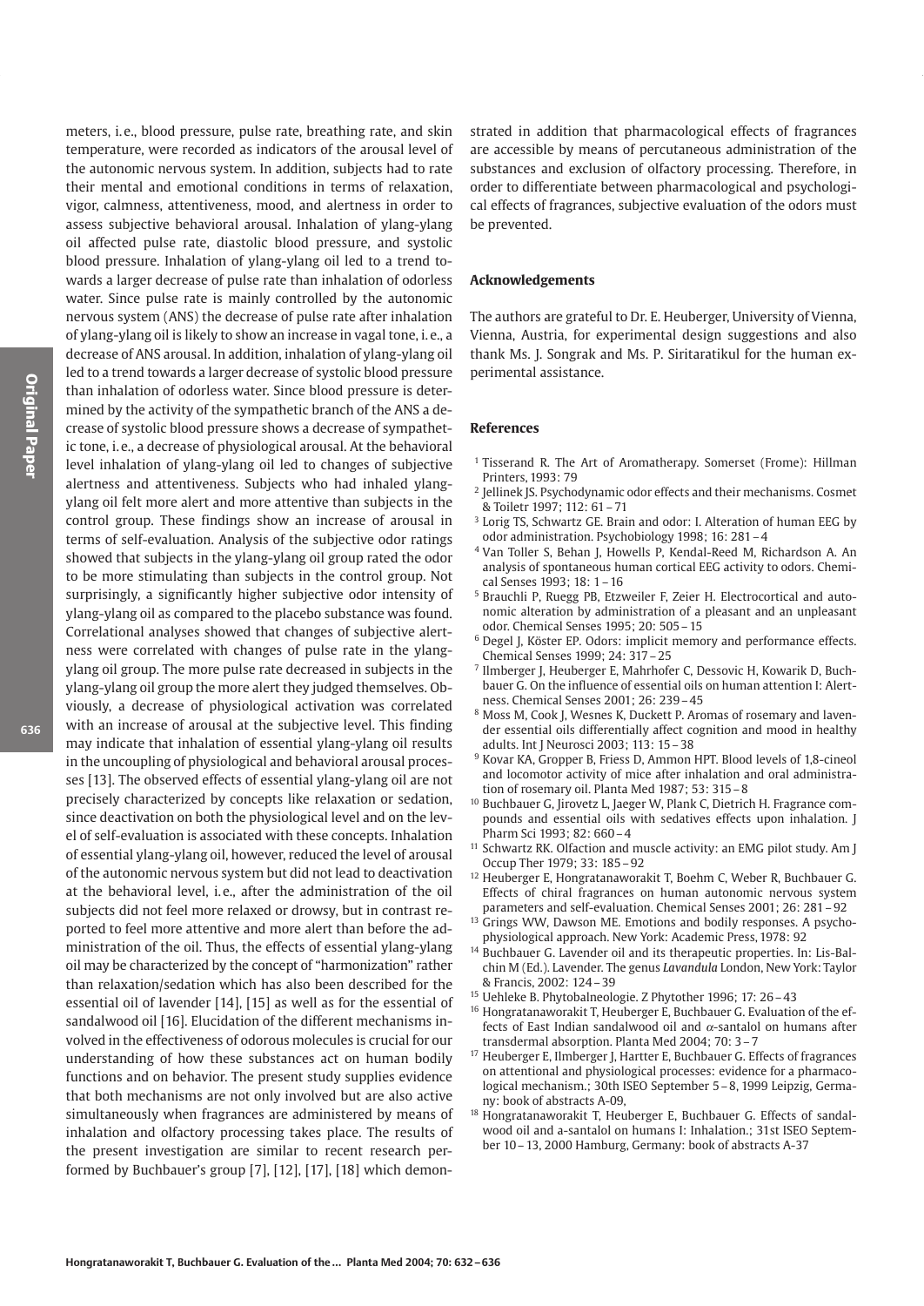meters, i. e., blood pressure, pulse rate, breathing rate, and skin temperature, were recorded as indicators of the arousal level of the autonomic nervous system. In addition, subjects had to rate their mental and emotional conditions in terms of relaxation, vigor, calmness, attentiveness, mood, and alertness in order to assess subjective behavioral arousal. Inhalation of ylang-ylang oil affected pulse rate, diastolic blood pressure, and systolic blood pressure. Inhalation of ylang-ylang oil led to a trend towards a larger decrease of pulse rate than inhalation of odorless water. Since pulse rate is mainly controlled by the autonomic nervous system (ANS) the decrease of pulse rate after inhalation of ylang-ylang oil is likely to show an increase in vagal tone, i. e., a decrease of ANS arousal. In addition, inhalation of ylang-ylang oil led to a trend towards a larger decrease of systolic blood pressure than inhalation of odorless water. Since blood pressure is determined by the activity of the sympathetic branch of the ANS a decrease of systolic blood pressure shows a decrease of sympathetic tone, i. e., a decrease of physiological arousal. At the behavioral level inhalation of ylang-ylang oil led to changes of subjective alertness and attentiveness. Subjects who had inhaled ylang-ylang oil felt more alert and more attentive than subjects in the control group. These findings show an increase of arousal in terms of self-evaluation. Analysis of the subjective odor ratings showed that subjects in the ylang-ylang oil group rated the odor to be more stimulating than subjects in the control group. Not surprisingly, a significantly higher subjective odor intensity of ylang-ylang oil as compared to the placebo substance was found. Correlational analyses showed that changes of subjective alertness were correlated with changes of pulse rate in the ylang-ylang oil group. The more pulse rate decreased in subjects in the ylang-ylang oil group the more alert they judged themselves. Obviously, a decrease of physiological activation was correlated with an increase of arousal at the subjective level. This finding may indicate that inhalation of essential ylang-ylang oil results in the uncoupling of physiological and behavioral arousal processes [13]. The observed effects of essential ylang-ylang oil are not precisely characterized by concepts like relaxation or sedation, since deactivation on both the physiological level and on the level of self-evaluation is associated with these concepts. Inhalation of essential ylang-ylang oil, however, reduced the level of arousal of the autonomic nervous system but did not lead to deactivation at the behavioral level, i. e., after the administration of the oil subjects did not feel more relaxed or drowsy, but in contrast reported to feel more attentive and more alert than before the administration of the oil. Thus, the effects of essential ylang-ylang oil may be characterized by the concept of "harmonization" rather than relaxation/sedation which has also been described for the essential oil of lavender [14], [15] as well as for the essential of sandalwood oil [16]. Elucidation of the different mechanisms involved in the effectiveness of odorous molecules is crucial for our understanding of how these substances act on human bodily functions and on behavior. The present study supplies evidence that both mechanisms are not only involved but are also active simultaneously when fragrances are administered by means of inhalation and olfactory processing takes place. The results of the present investigation are similar to recent research performed by Buchbauer's group [7], [12], [17], [18] which demonstrated in addition that pharmacological effects of fragrances are accessible by means of percutaneous administration of the substances and exclusion of olfactory processing. Therefore, in order to differentiate between pharmacological and psychological effects of fragrances, subjective evaluation of the odors must be prevented.

## Acknowledgements

The authors are grateful to Dr. E. Heuberger, University of Vienna, Vienna, Austria, for experimental design suggestions and also thank Ms. J. Songrak and Ms. P. Siritaratikul for the human experimental assistance.

## References

1. Tisserand R. The Art of Aromatherapy. Somerset (Frome): Hillman Printers, 1993: 79
2. Jellinek JS. Psychodynamic odor effects and their mechanisms. Cosmet & Toiletr 1997; 112: 61 – 71
3. Lorig TS, Schwartz GE. Brain and odor: I. Alteration of human EEG by odor administration. Psychobiology 1998; 16: 281 – 4
4. Van Toller S, Behan J, Howells P, Kendal-Reed M, Richardson A. An analysis of spontaneous human cortical EEG activity to odors. Chemical Senses 1993; 18: 1 – 16
5. Brauchli P, Ruegg PB, Etzweiler F, Zeier H. Electrocortical and autonomic alteration by administration of a pleasant and an unpleasant odor. Chemical Senses 1995; 20: 505 – 15
6. Degel J, Köster EP. Odors: implicit memory and performance effects. Chemical Senses 1999; 24: 317 – 25
7. Ilmberger J, Heuberger E, Mahrhofer C, Dessovic H, Kowarik D, Buchbauer G. On the influence of essential oils on human attention I: Alertness. Chemical Senses 2001; 26: 239 – 45
8. Moss M, Cook J, Wesnes K, Duckett P. Aromas of rosemary and lavender essential oils differentially affect cognition and mood in healthy adults. Int J Neurosci 2003; 113: 15 – 38
9. Kovar KA, Gropper B, Friess D, Ammon HPT. Blood levels of 1,8-cineol and locomotor activity of mice after inhalation and oral administration of rosemary oil. Planta Med 1987; 53: 315 – 8
10. Buchbauer G, Jirovetz L, Jaeger W, Plank C, Dietrich H. Fragrance compounds and essential oils with sedatives effects upon inhalation. J Pharm Sci 1993; 82: 660 – 4
11. Schwartz RK. Olfaction and muscle activity: an EMG pilot study. Am J Occup Ther 1979; 33: 185 – 92
12. Heuberger E, Hongratanaworakit T, Boehm C, Weber R, Buchbauer G. Effects of chiral fragrances on human autonomic nervous system parameters and self-evaluation. Chemical Senses 2001; 26: 281 – 92
13. Grings WW, Dawson ME. Emotions and bodily responses. A psychophysiological approach. New York: Academic Press, 1978: 92
14. Buchbauer G. Lavender oil and its therapeutic properties. In: Lis-Balchin M (Ed.). Lavender. The genus *Lavandula* London, New York: Taylor & Francis, 2002: 124 – 39
15. Uehleke B. Phytobalneologie. Z Phytother 1996; 17: 26 – 43
16. Hongratanaworakit T, Heuberger E, Buchbauer G. Evaluation of the effects of East Indian sandalwood oil and $\alpha$-santalol on humans after transdermal absorption. Planta Med 2004; 70: 3 – 7
17. Heuberger E, Ilmberger J, Hartter E, Buchbauer G. Effects of fragrances on attentional and physiological processes: evidence for a pharmacological mechanism.; 30th ISEO September 5 – 8, 1999 Leipzig, Germany: book of abstracts A-09,
18. Hongratanaworakit T, Heuberger E, Buchbauer G. Effects of sandalwood oil and a-santalol on humans I: Inhalation.; 31st ISEO September 10 – 13, 2000 Hamburg, Germany: book of abstracts A-37